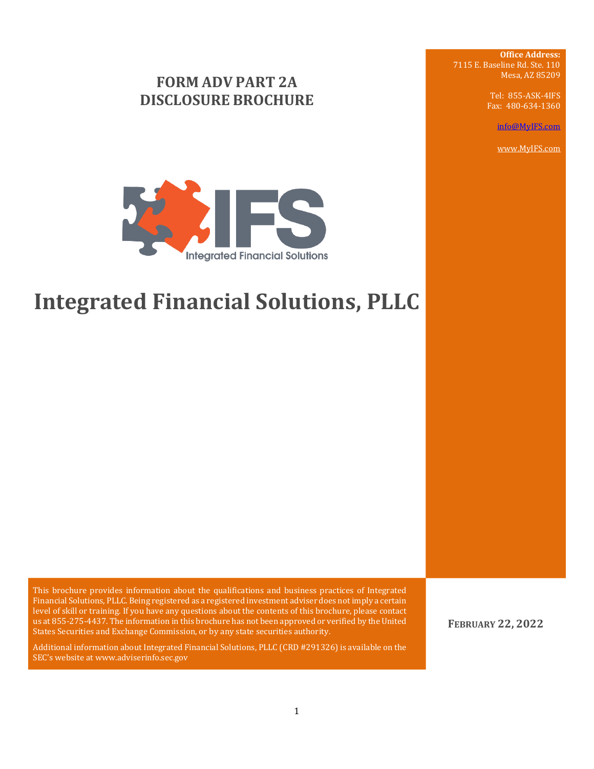# FORM ADV PART 2A DISCLOSURE BROCHURE

**Office Address:**
7115 E. Baseline Rd. Ste. 110
Mesa, AZ 85209

Tel: 855-ASK-4IFS
Fax: 480-634-1360

info@MyIFS.com

www.MyIFS.com

IFS Integrated Financial Solutions

# Integrated Financial Solutions, PLLC

This brochure provides information about the qualifications and business practices of Integrated Financial Solutions, PLLC. Being registered as a registered investment adviser does not imply a certain level of skill or training. If you have any questions about the contents of this brochure, please contact us at 855-275-4437. The information in this brochure has not been approved or verified by the United States Securities and Exchange Commission, or by any state securities authority.

Additional information about Integrated Financial Solutions, PLLC (CRD #291326) is available on the SEC's website at www.adviserinfo.sec.gov

**FEBRUARY 22, 2022**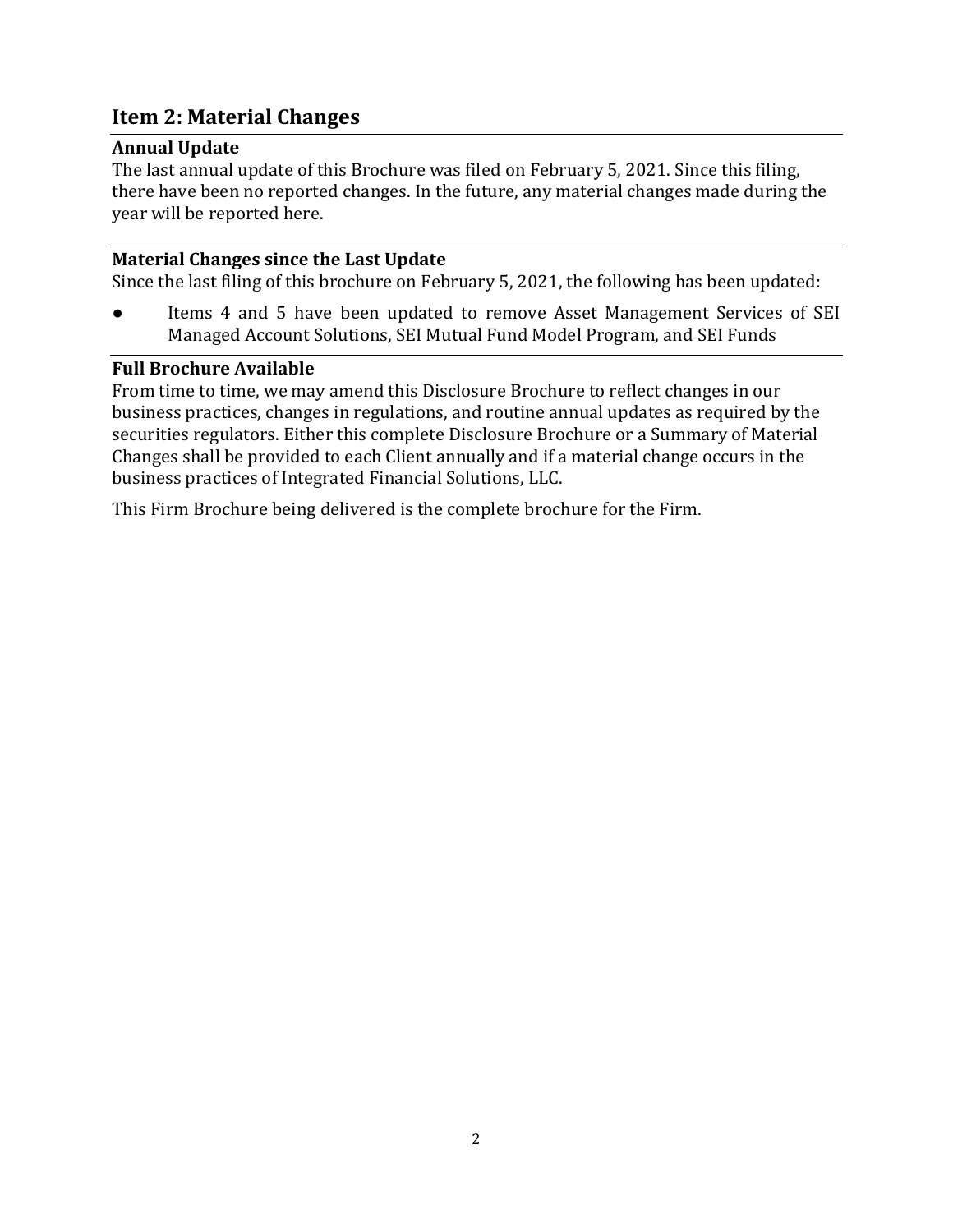## Item 2: Material Changes

### Annual Update

The last annual update of this Brochure was filed on February 5, 2021. Since this filing, there have been no reported changes. In the future, any material changes made during the year will be reported here.

### Material Changes since the Last Update

Since the last filing of this brochure on February 5, 2021, the following has been updated:

- Items 4 and 5 have been updated to remove Asset Management Services of SEI Managed Account Solutions, SEI Mutual Fund Model Program, and SEI Funds

### Full Brochure Available

From time to time, we may amend this Disclosure Brochure to reflect changes in our business practices, changes in regulations, and routine annual updates as required by the securities regulators. Either this complete Disclosure Brochure or a Summary of Material Changes shall be provided to each Client annually and if a material change occurs in the business practices of Integrated Financial Solutions, LLC.

This Firm Brochure being delivered is the complete brochure for the Firm.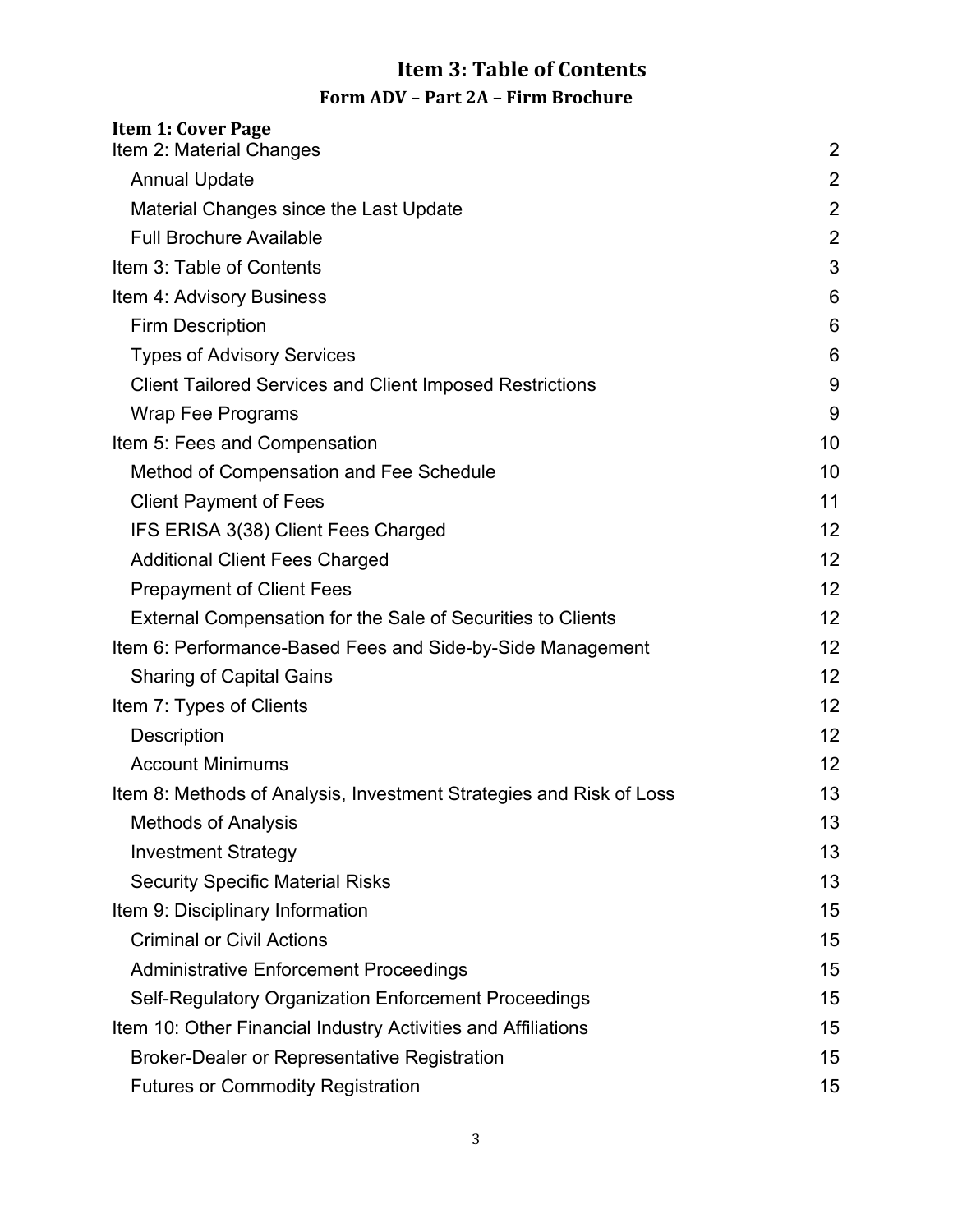# Item 3: Table of Contents

## Form ADV – Part 2A – Firm Brochure

**Item 1: Cover Page**

| | |
|---|---|
| Item 2: Material Changes | 2 |
| Annual Update | 2 |
| Material Changes since the Last Update | 2 |
| Full Brochure Available | 2 |
| Item 3: Table of Contents | 3 |
| Item 4: Advisory Business | 6 |
| Firm Description | 6 |
| Types of Advisory Services | 6 |
| Client Tailored Services and Client Imposed Restrictions | 9 |
| Wrap Fee Programs | 9 |
| Item 5: Fees and Compensation | 10 |
| Method of Compensation and Fee Schedule | 10 |
| Client Payment of Fees | 11 |
| IFS ERISA 3(38) Client Fees Charged | 12 |
| Additional Client Fees Charged | 12 |
| Prepayment of Client Fees | 12 |
| External Compensation for the Sale of Securities to Clients | 12 |
| Item 6: Performance-Based Fees and Side-by-Side Management | 12 |
| Sharing of Capital Gains | 12 |
| Item 7: Types of Clients | 12 |
| Description | 12 |
| Account Minimums | 12 |
| Item 8: Methods of Analysis, Investment Strategies and Risk of Loss | 13 |
| Methods of Analysis | 13 |
| Investment Strategy | 13 |
| Security Specific Material Risks | 13 |
| Item 9: Disciplinary Information | 15 |
| Criminal or Civil Actions | 15 |
| Administrative Enforcement Proceedings | 15 |
| Self-Regulatory Organization Enforcement Proceedings | 15 |
| Item 10: Other Financial Industry Activities and Affiliations | 15 |
| Broker-Dealer or Representative Registration | 15 |
| Futures or Commodity Registration | 15 |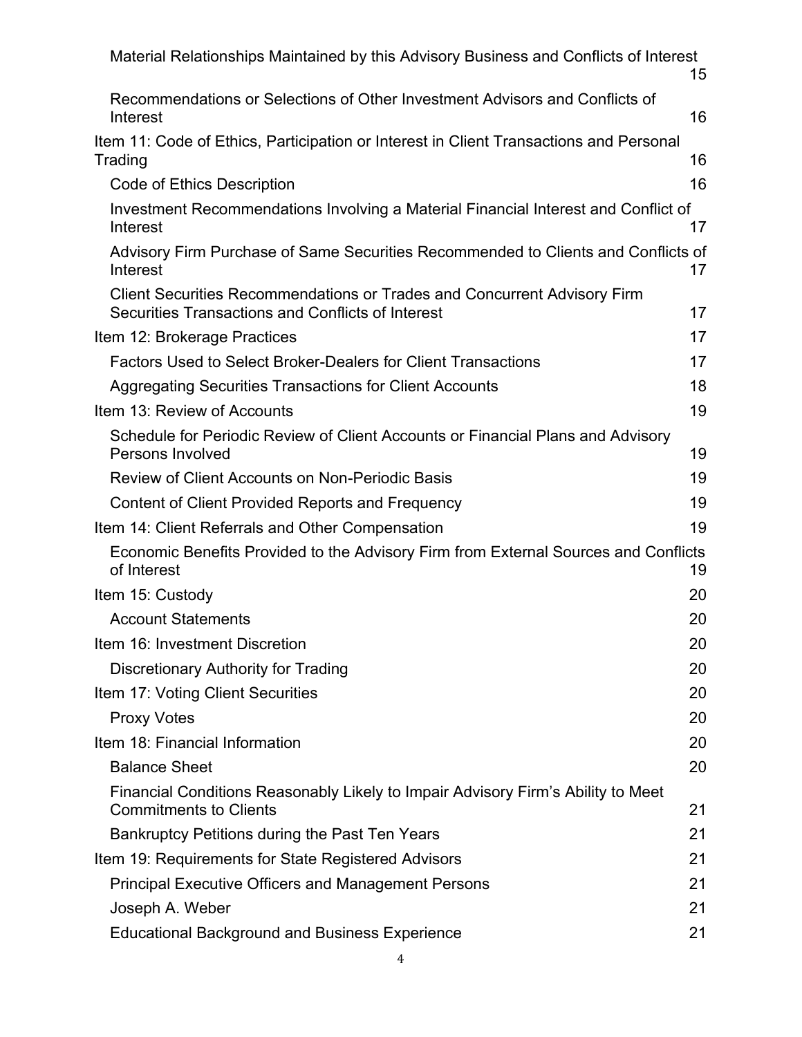Material Relationships Maintained by this Advisory Business and Conflicts of Interest 15

Recommendations or Selections of Other Investment Advisors and Conflicts of Interest 16

Item 11: Code of Ethics, Participation or Interest in Client Transactions and Personal Trading 16

Code of Ethics Description 16

Investment Recommendations Involving a Material Financial Interest and Conflict of Interest 17

Advisory Firm Purchase of Same Securities Recommended to Clients and Conflicts of Interest 17

Client Securities Recommendations or Trades and Concurrent Advisory Firm Securities Transactions and Conflicts of Interest 17

Item 12: Brokerage Practices 17

Factors Used to Select Broker-Dealers for Client Transactions 17

Aggregating Securities Transactions for Client Accounts 18

Item 13: Review of Accounts 19

Schedule for Periodic Review of Client Accounts or Financial Plans and Advisory Persons Involved 19

Review of Client Accounts on Non-Periodic Basis 19

Content of Client Provided Reports and Frequency 19

Item 14: Client Referrals and Other Compensation 19

Economic Benefits Provided to the Advisory Firm from External Sources and Conflicts of Interest 19

Item 15: Custody 20

Account Statements 20

Item 16: Investment Discretion 20

Discretionary Authority for Trading 20

Item 17: Voting Client Securities 20

Proxy Votes 20

Item 18: Financial Information 20

Balance Sheet 20

Financial Conditions Reasonably Likely to Impair Advisory Firm's Ability to Meet Commitments to Clients 21

Bankruptcy Petitions during the Past Ten Years 21

Item 19: Requirements for State Registered Advisors 21

Principal Executive Officers and Management Persons 21

Joseph A. Weber 21

Educational Background and Business Experience 21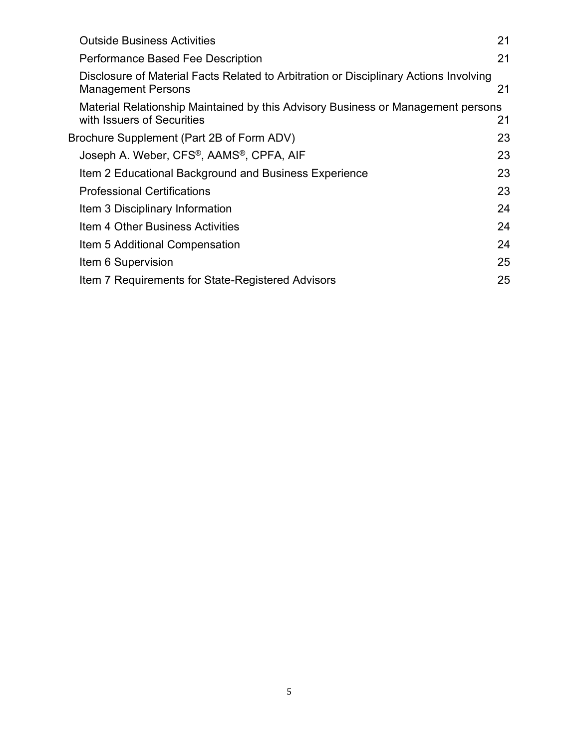- Outside Business Activities 21
- Performance Based Fee Description 21
- Disclosure of Material Facts Related to Arbitration or Disciplinary Actions Involving Management Persons 21
- Material Relationship Maintained by this Advisory Business or Management persons with Issuers of Securities 21

Brochure Supplement (Part 2B of Form ADV) 23

- Joseph A. Weber, CFS®, AAMS®, CPFA, AIF 23
- Item 2 Educational Background and Business Experience 23
- Professional Certifications 23
- Item 3 Disciplinary Information 24
- Item 4 Other Business Activities 24
- Item 5 Additional Compensation 24
- Item 6 Supervision 25
- Item 7 Requirements for State-Registered Advisors 25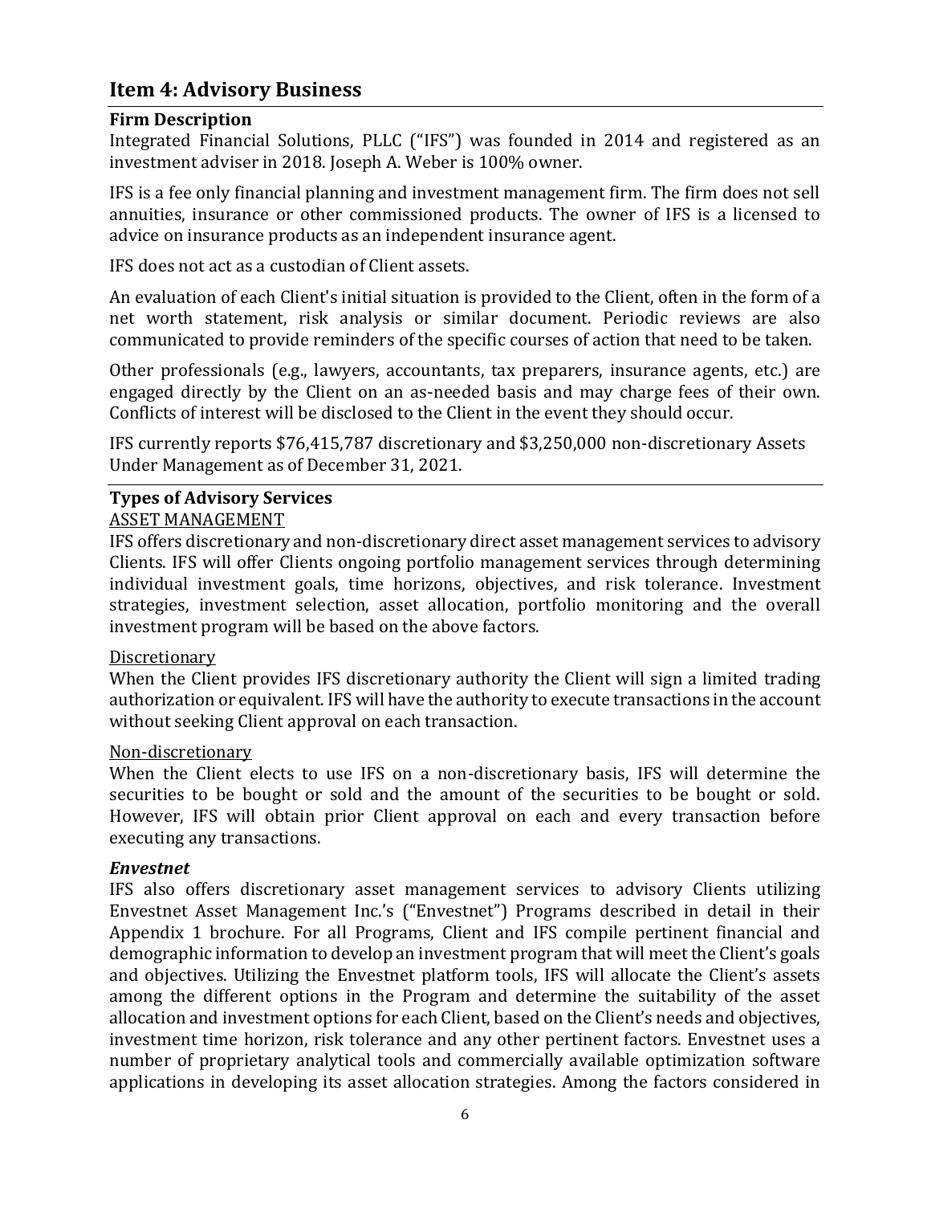## Item 4: Advisory Business

**Firm Description**

Integrated Financial Solutions, PLLC ("IFS") was founded in 2014 and registered as an investment adviser in 2018. Joseph A. Weber is 100% owner.

IFS is a fee only financial planning and investment management firm. The firm does not sell annuities, insurance or other commissioned products. The owner of IFS is a licensed to advice on insurance products as an independent insurance agent.

IFS does not act as a custodian of Client assets.

An evaluation of each Client's initial situation is provided to the Client, often in the form of a net worth statement, risk analysis or similar document. Periodic reviews are also communicated to provide reminders of the specific courses of action that need to be taken.

Other professionals (e.g., lawyers, accountants, tax preparers, insurance agents, etc.) are engaged directly by the Client on an as-needed basis and may charge fees of their own. Conflicts of interest will be disclosed to the Client in the event they should occur.

IFS currently reports $76,415,787 discretionary and $3,250,000 non-discretionary Assets Under Management as of December 31, 2021.

**Types of Advisory Services**

ASSET MANAGEMENT

IFS offers discretionary and non-discretionary direct asset management services to advisory Clients. IFS will offer Clients ongoing portfolio management services through determining individual investment goals, time horizons, objectives, and risk tolerance. Investment strategies, investment selection, asset allocation, portfolio monitoring and the overall investment program will be based on the above factors.

Discretionary

When the Client provides IFS discretionary authority the Client will sign a limited trading authorization or equivalent. IFS will have the authority to execute transactions in the account without seeking Client approval on each transaction.

Non-discretionary

When the Client elects to use IFS on a non-discretionary basis, IFS will determine the securities to be bought or sold and the amount of the securities to be bought or sold. However, IFS will obtain prior Client approval on each and every transaction before executing any transactions.

***Envestnet***

IFS also offers discretionary asset management services to advisory Clients utilizing Envestnet Asset Management Inc.'s ("Envestnet") Programs described in detail in their Appendix 1 brochure. For all Programs, Client and IFS compile pertinent financial and demographic information to develop an investment program that will meet the Client's goals and objectives. Utilizing the Envestnet platform tools, IFS will allocate the Client's assets among the different options in the Program and determine the suitability of the asset allocation and investment options for each Client, based on the Client's needs and objectives, investment time horizon, risk tolerance and any other pertinent factors. Envestnet uses a number of proprietary analytical tools and commercially available optimization software applications in developing its asset allocation strategies. Among the factors considered in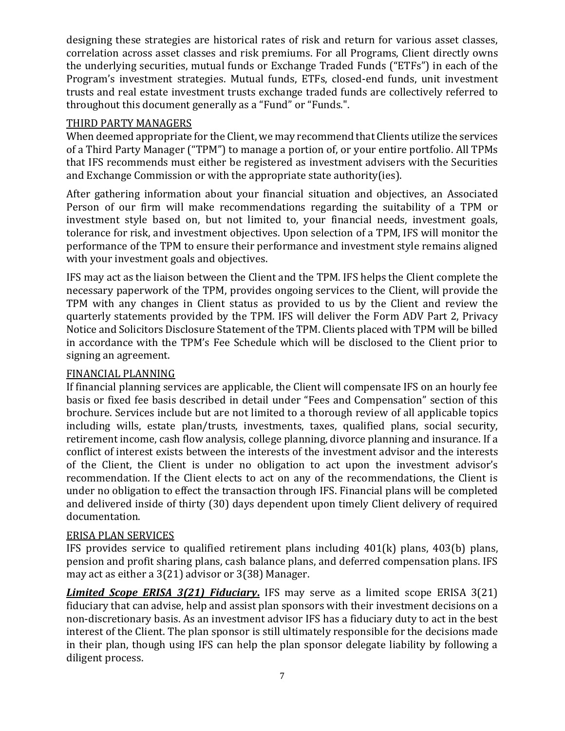designing these strategies are historical rates of risk and return for various asset classes, correlation across asset classes and risk premiums. For all Programs, Client directly owns the underlying securities, mutual funds or Exchange Traded Funds ("ETFs") in each of the Program's investment strategies. Mutual funds, ETFs, closed-end funds, unit investment trusts and real estate investment trusts exchange traded funds are collectively referred to throughout this document generally as a "Fund" or "Funds.".

### THIRD PARTY MANAGERS

When deemed appropriate for the Client, we may recommend that Clients utilize the services of a Third Party Manager ("TPM") to manage a portion of, or your entire portfolio. All TPMs that IFS recommends must either be registered as investment advisers with the Securities and Exchange Commission or with the appropriate state authority(ies).

After gathering information about your financial situation and objectives, an Associated Person of our firm will make recommendations regarding the suitability of a TPM or investment style based on, but not limited to, your financial needs, investment goals, tolerance for risk, and investment objectives. Upon selection of a TPM, IFS will monitor the performance of the TPM to ensure their performance and investment style remains aligned with your investment goals and objectives.

IFS may act as the liaison between the Client and the TPM. IFS helps the Client complete the necessary paperwork of the TPM, provides ongoing services to the Client, will provide the TPM with any changes in Client status as provided to us by the Client and review the quarterly statements provided by the TPM. IFS will deliver the Form ADV Part 2, Privacy Notice and Solicitors Disclosure Statement of the TPM. Clients placed with TPM will be billed in accordance with the TPM's Fee Schedule which will be disclosed to the Client prior to signing an agreement.

### FINANCIAL PLANNING

If financial planning services are applicable, the Client will compensate IFS on an hourly fee basis or fixed fee basis described in detail under "Fees and Compensation" section of this brochure. Services include but are not limited to a thorough review of all applicable topics including wills, estate plan/trusts, investments, taxes, qualified plans, social security, retirement income, cash flow analysis, college planning, divorce planning and insurance. If a conflict of interest exists between the interests of the investment advisor and the interests of the Client, the Client is under no obligation to act upon the investment advisor's recommendation. If the Client elects to act on any of the recommendations, the Client is under no obligation to effect the transaction through IFS. Financial plans will be completed and delivered inside of thirty (30) days dependent upon timely Client delivery of required documentation.

### ERISA PLAN SERVICES

IFS provides service to qualified retirement plans including 401(k) plans, 403(b) plans, pension and profit sharing plans, cash balance plans, and deferred compensation plans. IFS may act as either a 3(21) advisor or 3(38) Manager.

***Limited Scope ERISA 3(21) Fiduciary*.** IFS may serve as a limited scope ERISA 3(21) fiduciary that can advise, help and assist plan sponsors with their investment decisions on a non-discretionary basis. As an investment advisor IFS has a fiduciary duty to act in the best interest of the Client. The plan sponsor is still ultimately responsible for the decisions made in their plan, though using IFS can help the plan sponsor delegate liability by following a diligent process.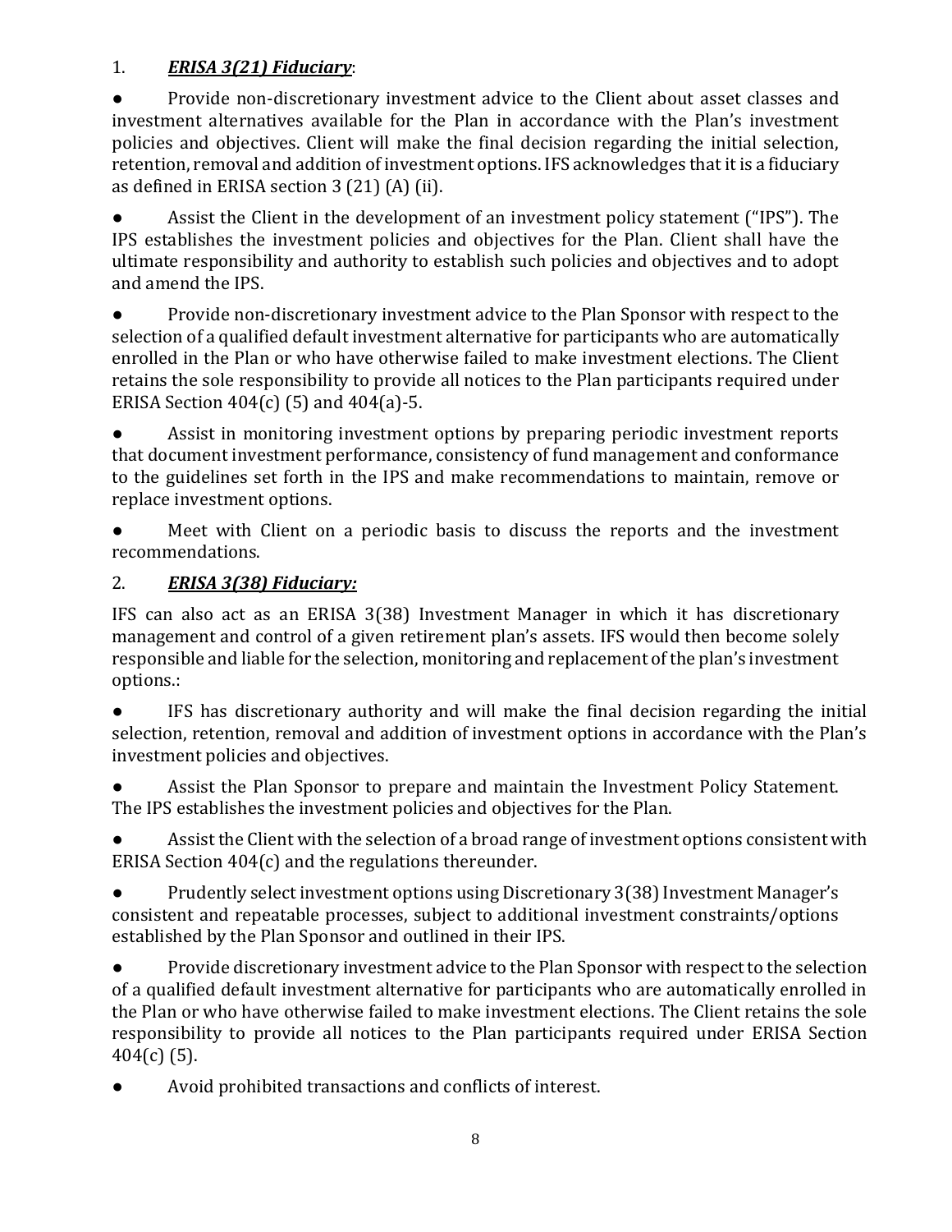1. ***ERISA 3(21) Fiduciary***:

- Provide non-discretionary investment advice to the Client about asset classes and investment alternatives available for the Plan in accordance with the Plan's investment policies and objectives. Client will make the final decision regarding the initial selection, retention, removal and addition of investment options. IFS acknowledges that it is a fiduciary as defined in ERISA section 3 (21) (A) (ii).

- Assist the Client in the development of an investment policy statement ("IPS"). The IPS establishes the investment policies and objectives for the Plan. Client shall have the ultimate responsibility and authority to establish such policies and objectives and to adopt and amend the IPS.

- Provide non-discretionary investment advice to the Plan Sponsor with respect to the selection of a qualified default investment alternative for participants who are automatically enrolled in the Plan or who have otherwise failed to make investment elections. The Client retains the sole responsibility to provide all notices to the Plan participants required under ERISA Section 404(c) (5) and 404(a)-5.

- Assist in monitoring investment options by preparing periodic investment reports that document investment performance, consistency of fund management and conformance to the guidelines set forth in the IPS and make recommendations to maintain, remove or replace investment options.

- Meet with Client on a periodic basis to discuss the reports and the investment recommendations.

2. ***ERISA 3(38) Fiduciary:***

IFS can also act as an ERISA 3(38) Investment Manager in which it has discretionary management and control of a given retirement plan's assets. IFS would then become solely responsible and liable for the selection, monitoring and replacement of the plan's investment options.:

- IFS has discretionary authority and will make the final decision regarding the initial selection, retention, removal and addition of investment options in accordance with the Plan's investment policies and objectives.

- Assist the Plan Sponsor to prepare and maintain the Investment Policy Statement. The IPS establishes the investment policies and objectives for the Plan.

- Assist the Client with the selection of a broad range of investment options consistent with ERISA Section 404(c) and the regulations thereunder.

- Prudently select investment options using Discretionary 3(38) Investment Manager's consistent and repeatable processes, subject to additional investment constraints/options established by the Plan Sponsor and outlined in their IPS.

- Provide discretionary investment advice to the Plan Sponsor with respect to the selection of a qualified default investment alternative for participants who are automatically enrolled in the Plan or who have otherwise failed to make investment elections. The Client retains the sole responsibility to provide all notices to the Plan participants required under ERISA Section 404(c) (5).

- Avoid prohibited transactions and conflicts of interest.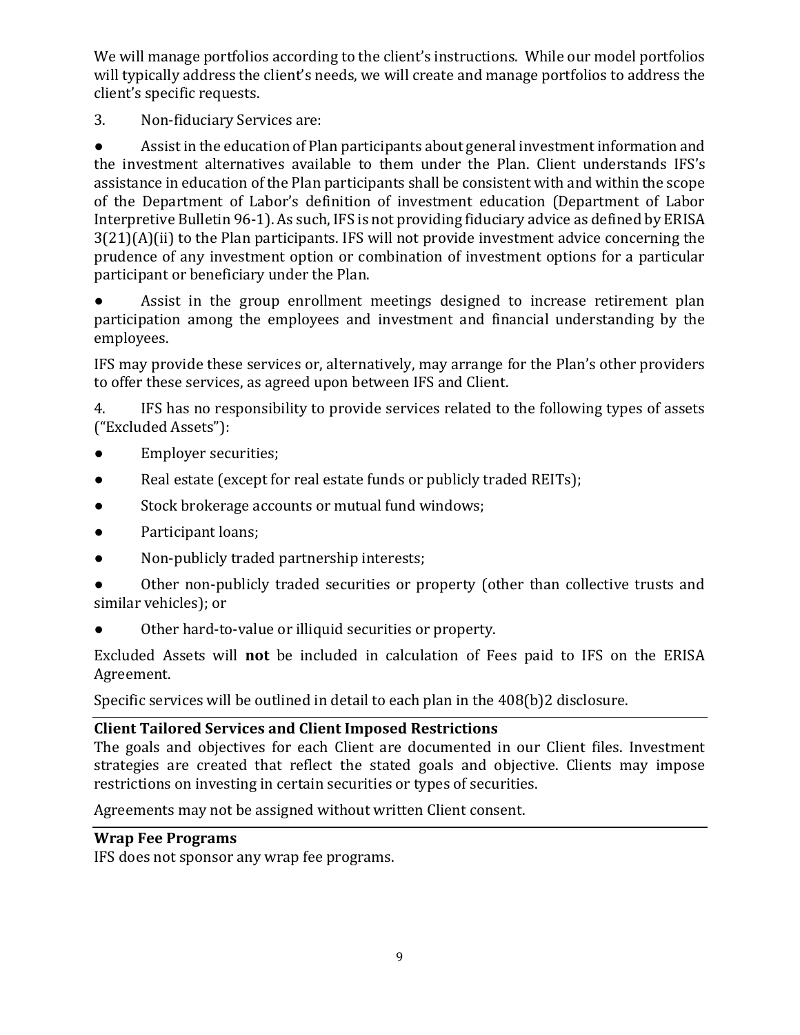We will manage portfolios according to the client's instructions. While our model portfolios will typically address the client's needs, we will create and manage portfolios to address the client's specific requests.

3. Non-fiduciary Services are:

- Assist in the education of Plan participants about general investment information and the investment alternatives available to them under the Plan. Client understands IFS's assistance in education of the Plan participants shall be consistent with and within the scope of the Department of Labor's definition of investment education (Department of Labor Interpretive Bulletin 96-1). As such, IFS is not providing fiduciary advice as defined by ERISA 3(21)(A)(ii) to the Plan participants. IFS will not provide investment advice concerning the prudence of any investment option or combination of investment options for a particular participant or beneficiary under the Plan.
- Assist in the group enrollment meetings designed to increase retirement plan participation among the employees and investment and financial understanding by the employees.

IFS may provide these services or, alternatively, may arrange for the Plan's other providers to offer these services, as agreed upon between IFS and Client.

4. IFS has no responsibility to provide services related to the following types of assets ("Excluded Assets"):

- Employer securities;
- Real estate (except for real estate funds or publicly traded REITs);
- Stock brokerage accounts or mutual fund windows;
- Participant loans;
- Non-publicly traded partnership interests;
- Other non-publicly traded securities or property (other than collective trusts and similar vehicles); or
- Other hard-to-value or illiquid securities or property.

Excluded Assets will **not** be included in calculation of Fees paid to IFS on the ERISA Agreement.

Specific services will be outlined in detail to each plan in the 408(b)2 disclosure.

**Client Tailored Services and Client Imposed Restrictions**

The goals and objectives for each Client are documented in our Client files. Investment strategies are created that reflect the stated goals and objective. Clients may impose restrictions on investing in certain securities or types of securities.

Agreements may not be assigned without written Client consent.

**Wrap Fee Programs**

IFS does not sponsor any wrap fee programs.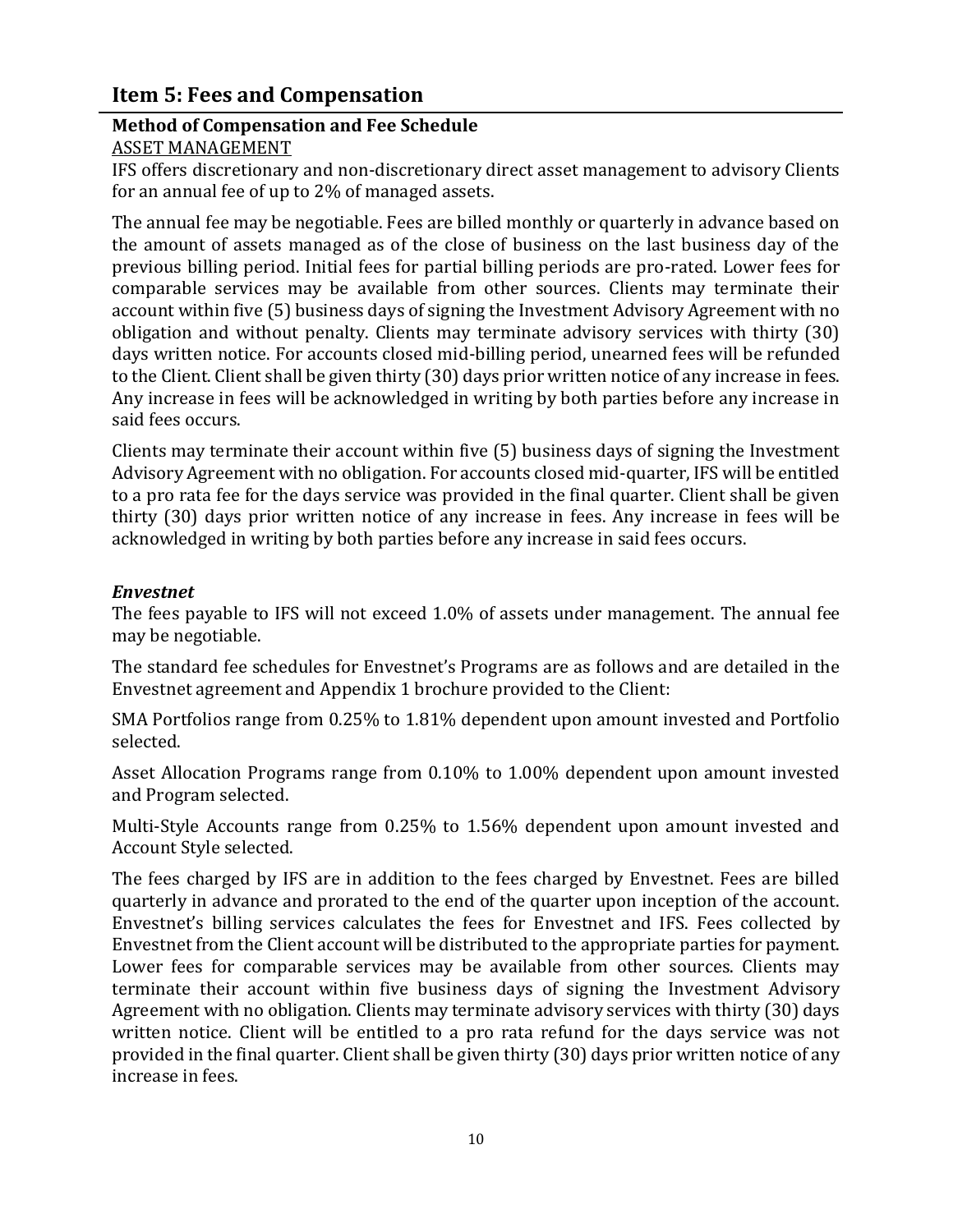## Item 5: Fees and Compensation

**Method of Compensation and Fee Schedule**

ASSET MANAGEMENT

IFS offers discretionary and non-discretionary direct asset management to advisory Clients for an annual fee of up to 2% of managed assets.

The annual fee may be negotiable. Fees are billed monthly or quarterly in advance based on the amount of assets managed as of the close of business on the last business day of the previous billing period. Initial fees for partial billing periods are pro-rated. Lower fees for comparable services may be available from other sources. Clients may terminate their account within five (5) business days of signing the Investment Advisory Agreement with no obligation and without penalty. Clients may terminate advisory services with thirty (30) days written notice. For accounts closed mid-billing period, unearned fees will be refunded to the Client. Client shall be given thirty (30) days prior written notice of any increase in fees. Any increase in fees will be acknowledged in writing by both parties before any increase in said fees occurs.

Clients may terminate their account within five (5) business days of signing the Investment Advisory Agreement with no obligation. For accounts closed mid-quarter, IFS will be entitled to a pro rata fee for the days service was provided in the final quarter. Client shall be given thirty (30) days prior written notice of any increase in fees. Any increase in fees will be acknowledged in writing by both parties before any increase in said fees occurs.

***Envestnet***

The fees payable to IFS will not exceed 1.0% of assets under management. The annual fee may be negotiable.

The standard fee schedules for Envestnet's Programs are as follows and are detailed in the Envestnet agreement and Appendix 1 brochure provided to the Client:

SMA Portfolios range from 0.25% to 1.81% dependent upon amount invested and Portfolio selected.

Asset Allocation Programs range from 0.10% to 1.00% dependent upon amount invested and Program selected.

Multi-Style Accounts range from 0.25% to 1.56% dependent upon amount invested and Account Style selected.

The fees charged by IFS are in addition to the fees charged by Envestnet. Fees are billed quarterly in advance and prorated to the end of the quarter upon inception of the account. Envestnet's billing services calculates the fees for Envestnet and IFS. Fees collected by Envestnet from the Client account will be distributed to the appropriate parties for payment. Lower fees for comparable services may be available from other sources. Clients may terminate their account within five business days of signing the Investment Advisory Agreement with no obligation. Clients may terminate advisory services with thirty (30) days written notice. Client will be entitled to a pro rata refund for the days service was not provided in the final quarter. Client shall be given thirty (30) days prior written notice of any increase in fees.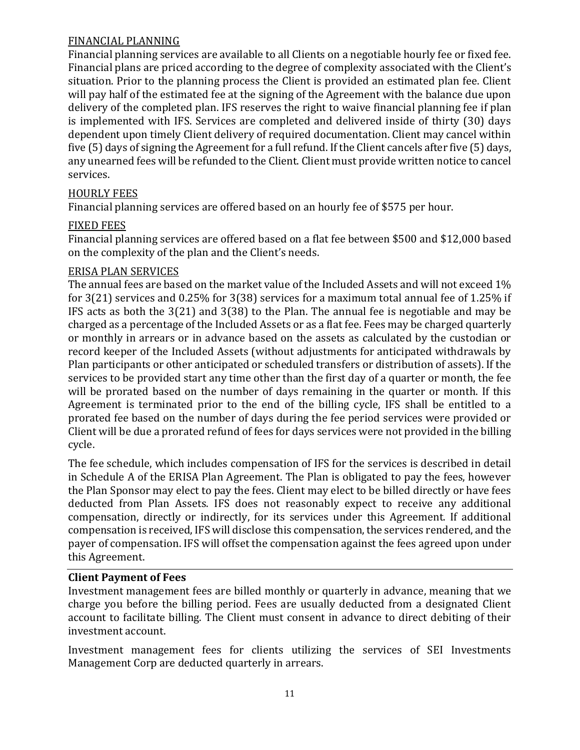### FINANCIAL PLANNING

Financial planning services are available to all Clients on a negotiable hourly fee or fixed fee. Financial plans are priced according to the degree of complexity associated with the Client's situation. Prior to the planning process the Client is provided an estimated plan fee. Client will pay half of the estimated fee at the signing of the Agreement with the balance due upon delivery of the completed plan. IFS reserves the right to waive financial planning fee if plan is implemented with IFS. Services are completed and delivered inside of thirty (30) days dependent upon timely Client delivery of required documentation. Client may cancel within five (5) days of signing the Agreement for a full refund. If the Client cancels after five (5) days, any unearned fees will be refunded to the Client. Client must provide written notice to cancel services.

### HOURLY FEES

Financial planning services are offered based on an hourly fee of $575 per hour.

### FIXED FEES

Financial planning services are offered based on a flat fee between $500 and $12,000 based on the complexity of the plan and the Client's needs.

### ERISA PLAN SERVICES

The annual fees are based on the market value of the Included Assets and will not exceed 1% for 3(21) services and 0.25% for 3(38) services for a maximum total annual fee of 1.25% if IFS acts as both the 3(21) and 3(38) to the Plan. The annual fee is negotiable and may be charged as a percentage of the Included Assets or as a flat fee. Fees may be charged quarterly or monthly in arrears or in advance based on the assets as calculated by the custodian or record keeper of the Included Assets (without adjustments for anticipated withdrawals by Plan participants or other anticipated or scheduled transfers or distribution of assets). If the services to be provided start any time other than the first day of a quarter or month, the fee will be prorated based on the number of days remaining in the quarter or month. If this Agreement is terminated prior to the end of the billing cycle, IFS shall be entitled to a prorated fee based on the number of days during the fee period services were provided or Client will be due a prorated refund of fees for days services were not provided in the billing cycle.

The fee schedule, which includes compensation of IFS for the services is described in detail in Schedule A of the ERISA Plan Agreement. The Plan is obligated to pay the fees, however the Plan Sponsor may elect to pay the fees. Client may elect to be billed directly or have fees deducted from Plan Assets. IFS does not reasonably expect to receive any additional compensation, directly or indirectly, for its services under this Agreement. If additional compensation is received, IFS will disclose this compensation, the services rendered, and the payer of compensation. IFS will offset the compensation against the fees agreed upon under this Agreement.

## Client Payment of Fees

Investment management fees are billed monthly or quarterly in advance, meaning that we charge you before the billing period. Fees are usually deducted from a designated Client account to facilitate billing. The Client must consent in advance to direct debiting of their investment account.

Investment management fees for clients utilizing the services of SEI Investments Management Corp are deducted quarterly in arrears.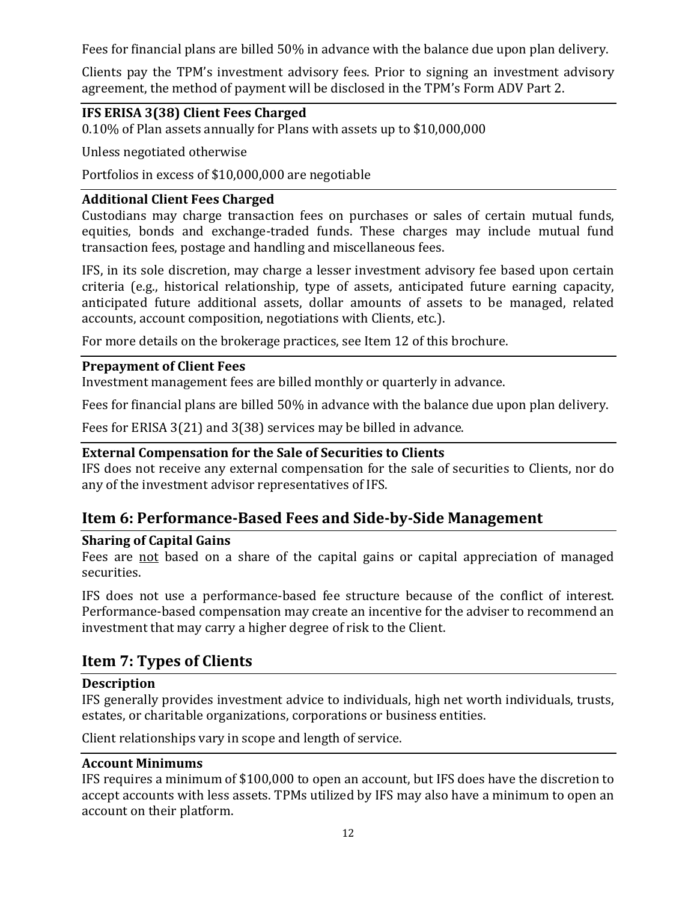Fees for financial plans are billed 50% in advance with the balance due upon plan delivery.

Clients pay the TPM's investment advisory fees. Prior to signing an investment advisory agreement, the method of payment will be disclosed in the TPM's Form ADV Part 2.

**IFS ERISA 3(38) Client Fees Charged**

0.10% of Plan assets annually for Plans with assets up to $10,000,000

Unless negotiated otherwise

Portfolios in excess of $10,000,000 are negotiable

**Additional Client Fees Charged**

Custodians may charge transaction fees on purchases or sales of certain mutual funds, equities, bonds and exchange-traded funds. These charges may include mutual fund transaction fees, postage and handling and miscellaneous fees.

IFS, in its sole discretion, may charge a lesser investment advisory fee based upon certain criteria (e.g., historical relationship, type of assets, anticipated future earning capacity, anticipated future additional assets, dollar amounts of assets to be managed, related accounts, account composition, negotiations with Clients, etc.).

For more details on the brokerage practices, see Item 12 of this brochure.

**Prepayment of Client Fees**

Investment management fees are billed monthly or quarterly in advance.

Fees for financial plans are billed 50% in advance with the balance due upon plan delivery.

Fees for ERISA 3(21) and 3(38) services may be billed in advance.

**External Compensation for the Sale of Securities to Clients**

IFS does not receive any external compensation for the sale of securities to Clients, nor do any of the investment advisor representatives of IFS.

## Item 6: Performance-Based Fees and Side-by-Side Management

**Sharing of Capital Gains**

Fees are not based on a share of the capital gains or capital appreciation of managed securities.

IFS does not use a performance-based fee structure because of the conflict of interest. Performance-based compensation may create an incentive for the adviser to recommend an investment that may carry a higher degree of risk to the Client.

## Item 7: Types of Clients

**Description**

IFS generally provides investment advice to individuals, high net worth individuals, trusts, estates, or charitable organizations, corporations or business entities.

Client relationships vary in scope and length of service.

**Account Minimums**

IFS requires a minimum of $100,000 to open an account, but IFS does have the discretion to accept accounts with less assets. TPMs utilized by IFS may also have a minimum to open an account on their platform.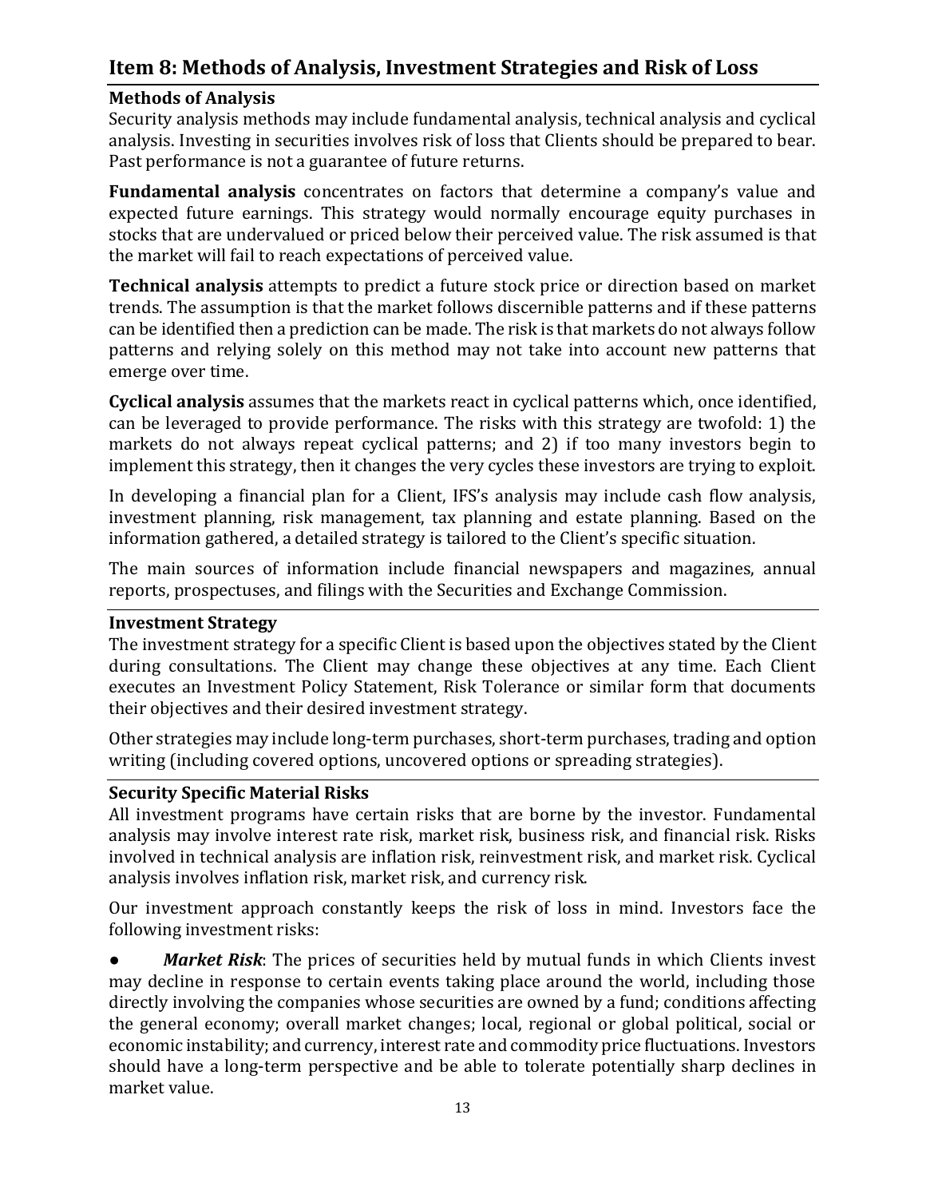## Item 8: Methods of Analysis, Investment Strategies and Risk of Loss

### Methods of Analysis

Security analysis methods may include fundamental analysis, technical analysis and cyclical analysis. Investing in securities involves risk of loss that Clients should be prepared to bear. Past performance is not a guarantee of future returns.

**Fundamental analysis** concentrates on factors that determine a company's value and expected future earnings. This strategy would normally encourage equity purchases in stocks that are undervalued or priced below their perceived value. The risk assumed is that the market will fail to reach expectations of perceived value.

**Technical analysis** attempts to predict a future stock price or direction based on market trends. The assumption is that the market follows discernible patterns and if these patterns can be identified then a prediction can be made. The risk is that markets do not always follow patterns and relying solely on this method may not take into account new patterns that emerge over time.

**Cyclical analysis** assumes that the markets react in cyclical patterns which, once identified, can be leveraged to provide performance. The risks with this strategy are twofold: 1) the markets do not always repeat cyclical patterns; and 2) if too many investors begin to implement this strategy, then it changes the very cycles these investors are trying to exploit.

In developing a financial plan for a Client, IFS's analysis may include cash flow analysis, investment planning, risk management, tax planning and estate planning. Based on the information gathered, a detailed strategy is tailored to the Client's specific situation.

The main sources of information include financial newspapers and magazines, annual reports, prospectuses, and filings with the Securities and Exchange Commission.

### Investment Strategy

The investment strategy for a specific Client is based upon the objectives stated by the Client during consultations. The Client may change these objectives at any time. Each Client executes an Investment Policy Statement, Risk Tolerance or similar form that documents their objectives and their desired investment strategy.

Other strategies may include long-term purchases, short-term purchases, trading and option writing (including covered options, uncovered options or spreading strategies).

### Security Specific Material Risks

All investment programs have certain risks that are borne by the investor. Fundamental analysis may involve interest rate risk, market risk, business risk, and financial risk. Risks involved in technical analysis are inflation risk, reinvestment risk, and market risk. Cyclical analysis involves inflation risk, market risk, and currency risk.

Our investment approach constantly keeps the risk of loss in mind. Investors face the following investment risks:

- ***Market Risk***: The prices of securities held by mutual funds in which Clients invest may decline in response to certain events taking place around the world, including those directly involving the companies whose securities are owned by a fund; conditions affecting the general economy; overall market changes; local, regional or global political, social or economic instability; and currency, interest rate and commodity price fluctuations. Investors should have a long-term perspective and be able to tolerate potentially sharp declines in market value.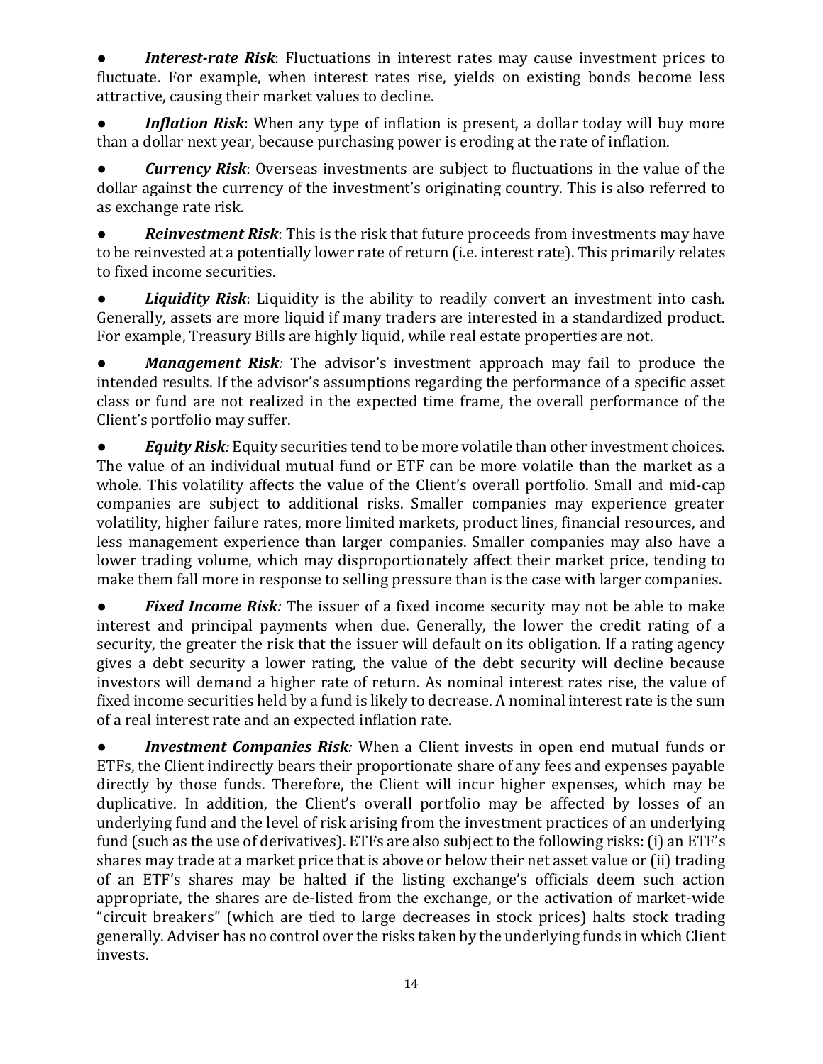- ***Interest-rate Risk***: Fluctuations in interest rates may cause investment prices to fluctuate. For example, when interest rates rise, yields on existing bonds become less attractive, causing their market values to decline.

- ***Inflation Risk***: When any type of inflation is present, a dollar today will buy more than a dollar next year, because purchasing power is eroding at the rate of inflation.

- ***Currency Risk***: Overseas investments are subject to fluctuations in the value of the dollar against the currency of the investment's originating country. This is also referred to as exchange rate risk.

- ***Reinvestment Risk***: This is the risk that future proceeds from investments may have to be reinvested at a potentially lower rate of return (i.e. interest rate). This primarily relates to fixed income securities.

- ***Liquidity Risk***: Liquidity is the ability to readily convert an investment into cash. Generally, assets are more liquid if many traders are interested in a standardized product. For example, Treasury Bills are highly liquid, while real estate properties are not.

- ***Management Risk:*** The advisor's investment approach may fail to produce the intended results. If the advisor's assumptions regarding the performance of a specific asset class or fund are not realized in the expected time frame, the overall performance of the Client's portfolio may suffer.

- ***Equity Risk:*** Equity securities tend to be more volatile than other investment choices. The value of an individual mutual fund or ETF can be more volatile than the market as a whole. This volatility affects the value of the Client's overall portfolio. Small and mid-cap companies are subject to additional risks. Smaller companies may experience greater volatility, higher failure rates, more limited markets, product lines, financial resources, and less management experience than larger companies. Smaller companies may also have a lower trading volume, which may disproportionately affect their market price, tending to make them fall more in response to selling pressure than is the case with larger companies.

- ***Fixed Income Risk:*** The issuer of a fixed income security may not be able to make interest and principal payments when due. Generally, the lower the credit rating of a security, the greater the risk that the issuer will default on its obligation. If a rating agency gives a debt security a lower rating, the value of the debt security will decline because investors will demand a higher rate of return. As nominal interest rates rise, the value of fixed income securities held by a fund is likely to decrease. A nominal interest rate is the sum of a real interest rate and an expected inflation rate.

- ***Investment Companies Risk:*** When a Client invests in open end mutual funds or ETFs, the Client indirectly bears their proportionate share of any fees and expenses payable directly by those funds. Therefore, the Client will incur higher expenses, which may be duplicative. In addition, the Client's overall portfolio may be affected by losses of an underlying fund and the level of risk arising from the investment practices of an underlying fund (such as the use of derivatives). ETFs are also subject to the following risks: (i) an ETF's shares may trade at a market price that is above or below their net asset value or (ii) trading of an ETF's shares may be halted if the listing exchange's officials deem such action appropriate, the shares are de-listed from the exchange, or the activation of market-wide "circuit breakers" (which are tied to large decreases in stock prices) halts stock trading generally. Adviser has no control over the risks taken by the underlying funds in which Client invests.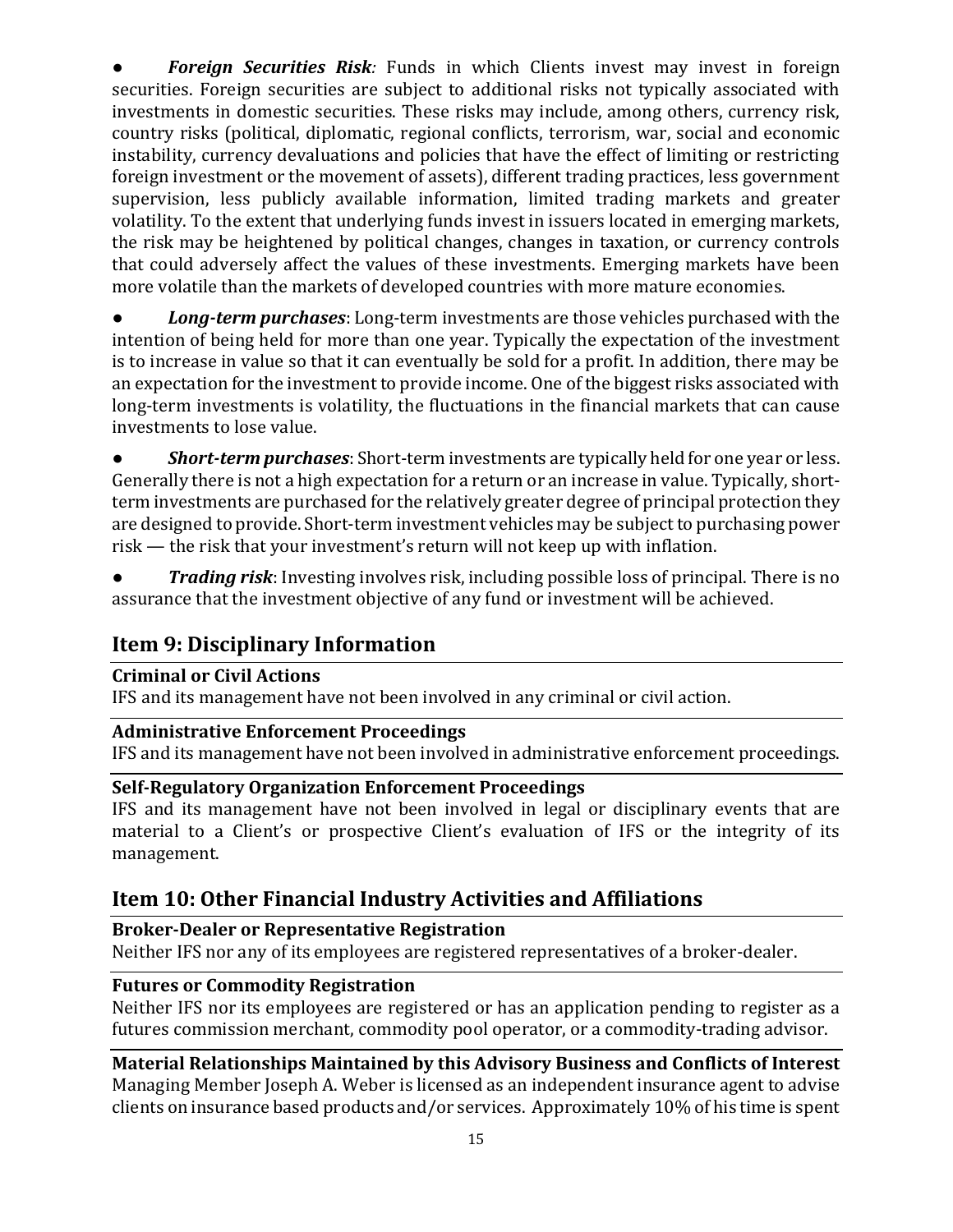- ***Foreign Securities Risk**:* Funds in which Clients invest may invest in foreign securities. Foreign securities are subject to additional risks not typically associated with investments in domestic securities. These risks may include, among others, currency risk, country risks (political, diplomatic, regional conflicts, terrorism, war, social and economic instability, currency devaluations and policies that have the effect of limiting or restricting foreign investment or the movement of assets), different trading practices, less government supervision, less publicly available information, limited trading markets and greater volatility. To the extent that underlying funds invest in issuers located in emerging markets, the risk may be heightened by political changes, changes in taxation, or currency controls that could adversely affect the values of these investments. Emerging markets have been more volatile than the markets of developed countries with more mature economies.

- ***Long-term purchases***: Long-term investments are those vehicles purchased with the intention of being held for more than one year. Typically the expectation of the investment is to increase in value so that it can eventually be sold for a profit. In addition, there may be an expectation for the investment to provide income. One of the biggest risks associated with long-term investments is volatility, the fluctuations in the financial markets that can cause investments to lose value.

- ***Short-term purchases***: Short-term investments are typically held for one year or less. Generally there is not a high expectation for a return or an increase in value. Typically, short-term investments are purchased for the relatively greater degree of principal protection they are designed to provide. Short-term investment vehicles may be subject to purchasing power risk — the risk that your investment's return will not keep up with inflation.

- ***Trading risk***: Investing involves risk, including possible loss of principal. There is no assurance that the investment objective of any fund or investment will be achieved.

## Item 9: Disciplinary Information

**Criminal or Civil Actions**

IFS and its management have not been involved in any criminal or civil action.

**Administrative Enforcement Proceedings**

IFS and its management have not been involved in administrative enforcement proceedings.

**Self-Regulatory Organization Enforcement Proceedings**

IFS and its management have not been involved in legal or disciplinary events that are material to a Client's or prospective Client's evaluation of IFS or the integrity of its management.

## Item 10: Other Financial Industry Activities and Affiliations

**Broker-Dealer or Representative Registration**

Neither IFS nor any of its employees are registered representatives of a broker-dealer.

**Futures or Commodity Registration**

Neither IFS nor its employees are registered or has an application pending to register as a futures commission merchant, commodity pool operator, or a commodity-trading advisor.

**Material Relationships Maintained by this Advisory Business and Conflicts of Interest**

Managing Member Joseph A. Weber is licensed as an independent insurance agent to advise clients on insurance based products and/or services. Approximately 10% of his time is spent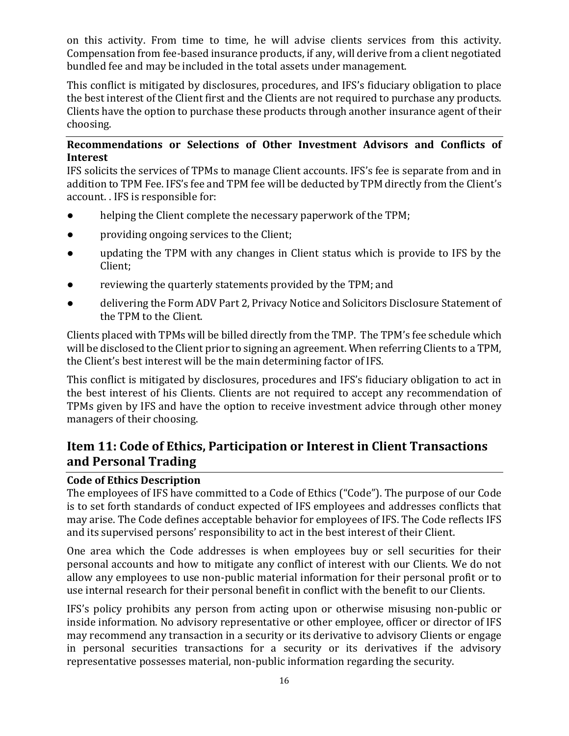on this activity. From time to time, he will advise clients services from this activity. Compensation from fee-based insurance products, if any, will derive from a client negotiated bundled fee and may be included in the total assets under management.

This conflict is mitigated by disclosures, procedures, and IFS's fiduciary obligation to place the best interest of the Client first and the Clients are not required to purchase any products. Clients have the option to purchase these products through another insurance agent of their choosing.

**Recommendations or Selections of Other Investment Advisors and Conflicts of Interest**

IFS solicits the services of TPMs to manage Client accounts. IFS's fee is separate from and in addition to TPM Fee. IFS's fee and TPM fee will be deducted by TPM directly from the Client's account. . IFS is responsible for:

- helping the Client complete the necessary paperwork of the TPM;
- providing ongoing services to the Client;
- updating the TPM with any changes in Client status which is provide to IFS by the Client;
- reviewing the quarterly statements provided by the TPM; and
- delivering the Form ADV Part 2, Privacy Notice and Solicitors Disclosure Statement of the TPM to the Client.

Clients placed with TPMs will be billed directly from the TMP. The TPM's fee schedule which will be disclosed to the Client prior to signing an agreement. When referring Clients to a TPM, the Client's best interest will be the main determining factor of IFS.

This conflict is mitigated by disclosures, procedures and IFS's fiduciary obligation to act in the best interest of his Clients. Clients are not required to accept any recommendation of TPMs given by IFS and have the option to receive investment advice through other money managers of their choosing.

## Item 11: Code of Ethics, Participation or Interest in Client Transactions and Personal Trading

**Code of Ethics Description**

The employees of IFS have committed to a Code of Ethics ("Code"). The purpose of our Code is to set forth standards of conduct expected of IFS employees and addresses conflicts that may arise. The Code defines acceptable behavior for employees of IFS. The Code reflects IFS and its supervised persons' responsibility to act in the best interest of their Client.

One area which the Code addresses is when employees buy or sell securities for their personal accounts and how to mitigate any conflict of interest with our Clients. We do not allow any employees to use non-public material information for their personal profit or to use internal research for their personal benefit in conflict with the benefit to our Clients.

IFS's policy prohibits any person from acting upon or otherwise misusing non-public or inside information. No advisory representative or other employee, officer or director of IFS may recommend any transaction in a security or its derivative to advisory Clients or engage in personal securities transactions for a security or its derivatives if the advisory representative possesses material, non-public information regarding the security.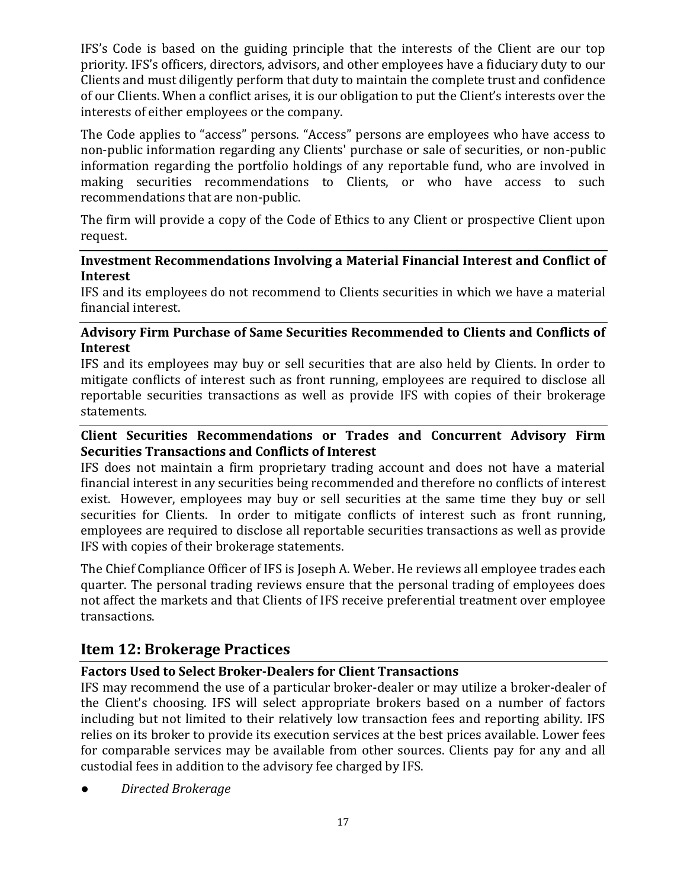IFS's Code is based on the guiding principle that the interests of the Client are our top priority. IFS's officers, directors, advisors, and other employees have a fiduciary duty to our Clients and must diligently perform that duty to maintain the complete trust and confidence of our Clients. When a conflict arises, it is our obligation to put the Client's interests over the interests of either employees or the company.

The Code applies to "access" persons. "Access" persons are employees who have access to non-public information regarding any Clients' purchase or sale of securities, or non-public information regarding the portfolio holdings of any reportable fund, who are involved in making securities recommendations to Clients, or who have access to such recommendations that are non-public.

The firm will provide a copy of the Code of Ethics to any Client or prospective Client upon request.

**Investment Recommendations Involving a Material Financial Interest and Conflict of Interest**

IFS and its employees do not recommend to Clients securities in which we have a material financial interest.

**Advisory Firm Purchase of Same Securities Recommended to Clients and Conflicts of Interest**

IFS and its employees may buy or sell securities that are also held by Clients. In order to mitigate conflicts of interest such as front running, employees are required to disclose all reportable securities transactions as well as provide IFS with copies of their brokerage statements.

**Client Securities Recommendations or Trades and Concurrent Advisory Firm Securities Transactions and Conflicts of Interest**

IFS does not maintain a firm proprietary trading account and does not have a material financial interest in any securities being recommended and therefore no conflicts of interest exist. However, employees may buy or sell securities at the same time they buy or sell securities for Clients. In order to mitigate conflicts of interest such as front running, employees are required to disclose all reportable securities transactions as well as provide IFS with copies of their brokerage statements.

The Chief Compliance Officer of IFS is Joseph A. Weber. He reviews all employee trades each quarter. The personal trading reviews ensure that the personal trading of employees does not affect the markets and that Clients of IFS receive preferential treatment over employee transactions.

## Item 12: Brokerage Practices

**Factors Used to Select Broker-Dealers for Client Transactions**

IFS may recommend the use of a particular broker-dealer or may utilize a broker-dealer of the Client's choosing. IFS will select appropriate brokers based on a number of factors including but not limited to their relatively low transaction fees and reporting ability. IFS relies on its broker to provide its execution services at the best prices available. Lower fees for comparable services may be available from other sources. Clients pay for any and all custodial fees in addition to the advisory fee charged by IFS.

- *Directed Brokerage*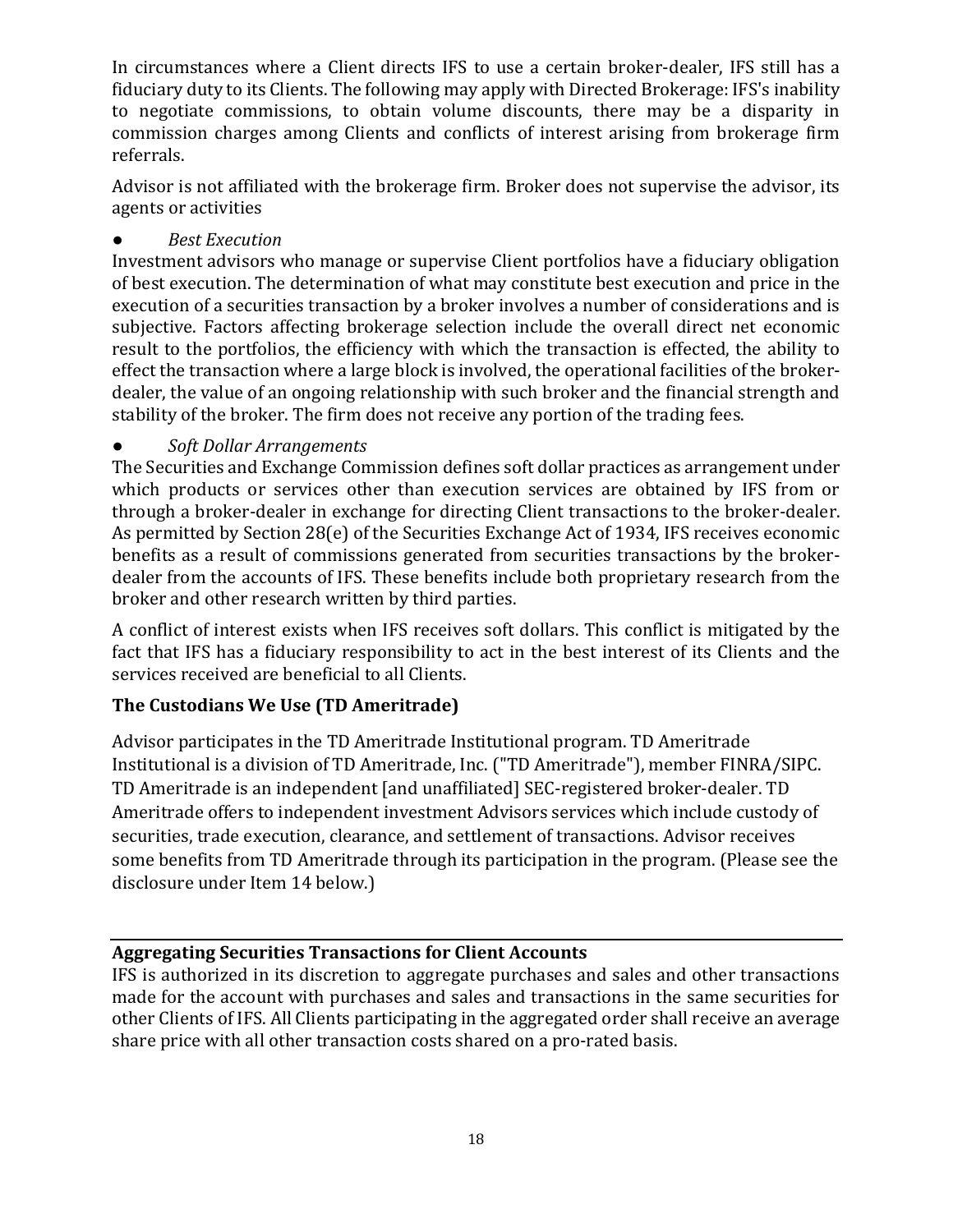In circumstances where a Client directs IFS to use a certain broker-dealer, IFS still has a fiduciary duty to its Clients. The following may apply with Directed Brokerage: IFS's inability to negotiate commissions, to obtain volume discounts, there may be a disparity in commission charges among Clients and conflicts of interest arising from brokerage firm referrals.

Advisor is not affiliated with the brokerage firm. Broker does not supervise the advisor, its agents or activities

- *Best Execution*

Investment advisors who manage or supervise Client portfolios have a fiduciary obligation of best execution. The determination of what may constitute best execution and price in the execution of a securities transaction by a broker involves a number of considerations and is subjective. Factors affecting brokerage selection include the overall direct net economic result to the portfolios, the efficiency with which the transaction is effected, the ability to effect the transaction where a large block is involved, the operational facilities of the broker-dealer, the value of an ongoing relationship with such broker and the financial strength and stability of the broker. The firm does not receive any portion of the trading fees.

- *Soft Dollar Arrangements*

The Securities and Exchange Commission defines soft dollar practices as arrangement under which products or services other than execution services are obtained by IFS from or through a broker-dealer in exchange for directing Client transactions to the broker-dealer. As permitted by Section 28(e) of the Securities Exchange Act of 1934, IFS receives economic benefits as a result of commissions generated from securities transactions by the broker-dealer from the accounts of IFS. These benefits include both proprietary research from the broker and other research written by third parties.

A conflict of interest exists when IFS receives soft dollars. This conflict is mitigated by the fact that IFS has a fiduciary responsibility to act in the best interest of its Clients and the services received are beneficial to all Clients.

**The Custodians We Use (TD Ameritrade)**

Advisor participates in the TD Ameritrade Institutional program. TD Ameritrade Institutional is a division of TD Ameritrade, Inc. ("TD Ameritrade"), member FINRA/SIPC. TD Ameritrade is an independent [and unaffiliated] SEC-registered broker-dealer. TD Ameritrade offers to independent investment Advisors services which include custody of securities, trade execution, clearance, and settlement of transactions. Advisor receives some benefits from TD Ameritrade through its participation in the program. (Please see the disclosure under Item 14 below.)

**Aggregating Securities Transactions for Client Accounts**

IFS is authorized in its discretion to aggregate purchases and sales and other transactions made for the account with purchases and sales and transactions in the same securities for other Clients of IFS. All Clients participating in the aggregated order shall receive an average share price with all other transaction costs shared on a pro-rated basis.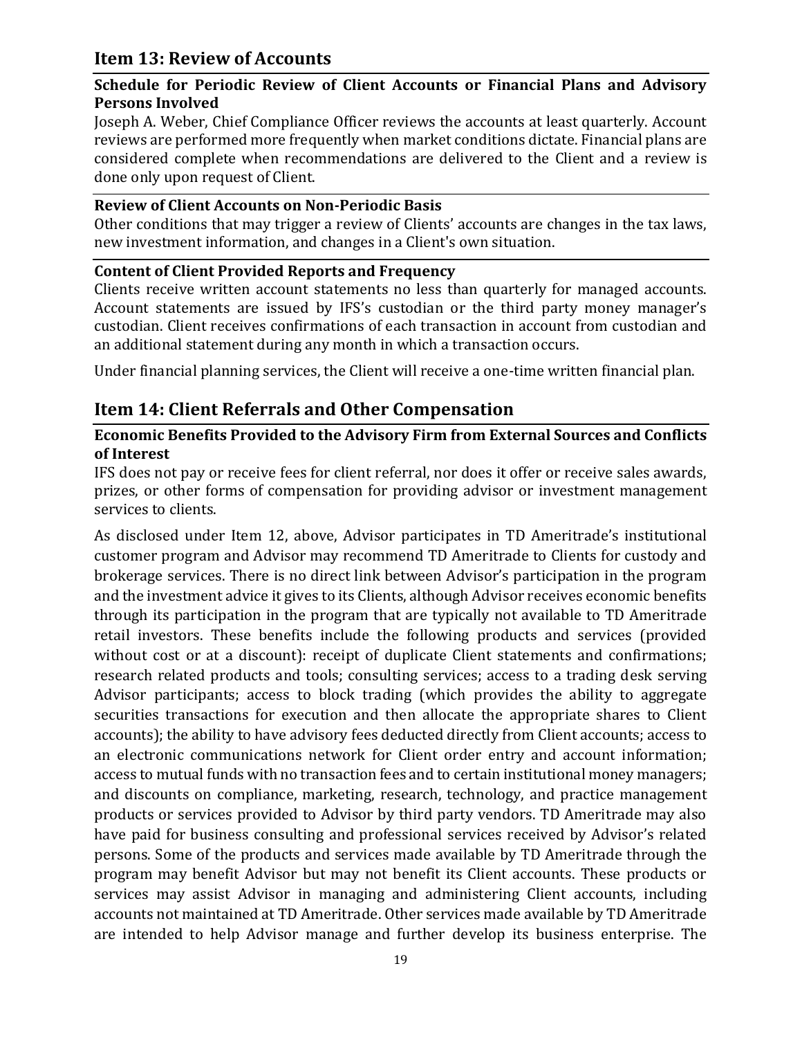## Item 13: Review of Accounts

### Schedule for Periodic Review of Client Accounts or Financial Plans and Advisory Persons Involved

Joseph A. Weber, Chief Compliance Officer reviews the accounts at least quarterly. Account reviews are performed more frequently when market conditions dictate. Financial plans are considered complete when recommendations are delivered to the Client and a review is done only upon request of Client.

### Review of Client Accounts on Non-Periodic Basis

Other conditions that may trigger a review of Clients' accounts are changes in the tax laws, new investment information, and changes in a Client's own situation.

### Content of Client Provided Reports and Frequency

Clients receive written account statements no less than quarterly for managed accounts. Account statements are issued by IFS's custodian or the third party money manager's custodian. Client receives confirmations of each transaction in account from custodian and an additional statement during any month in which a transaction occurs.

Under financial planning services, the Client will receive a one-time written financial plan.

## Item 14: Client Referrals and Other Compensation

### Economic Benefits Provided to the Advisory Firm from External Sources and Conflicts of Interest

IFS does not pay or receive fees for client referral, nor does it offer or receive sales awards, prizes, or other forms of compensation for providing advisor or investment management services to clients.

As disclosed under Item 12, above, Advisor participates in TD Ameritrade's institutional customer program and Advisor may recommend TD Ameritrade to Clients for custody and brokerage services. There is no direct link between Advisor's participation in the program and the investment advice it gives to its Clients, although Advisor receives economic benefits through its participation in the program that are typically not available to TD Ameritrade retail investors. These benefits include the following products and services (provided without cost or at a discount): receipt of duplicate Client statements and confirmations; research related products and tools; consulting services; access to a trading desk serving Advisor participants; access to block trading (which provides the ability to aggregate securities transactions for execution and then allocate the appropriate shares to Client accounts); the ability to have advisory fees deducted directly from Client accounts; access to an electronic communications network for Client order entry and account information; access to mutual funds with no transaction fees and to certain institutional money managers; and discounts on compliance, marketing, research, technology, and practice management products or services provided to Advisor by third party vendors. TD Ameritrade may also have paid for business consulting and professional services received by Advisor's related persons. Some of the products and services made available by TD Ameritrade through the program may benefit Advisor but may not benefit its Client accounts. These products or services may assist Advisor in managing and administering Client accounts, including accounts not maintained at TD Ameritrade. Other services made available by TD Ameritrade are intended to help Advisor manage and further develop its business enterprise. The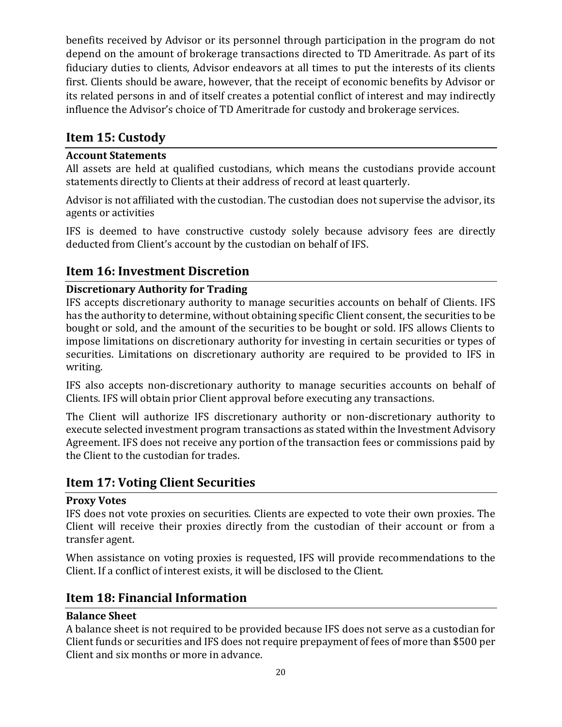benefits received by Advisor or its personnel through participation in the program do not depend on the amount of brokerage transactions directed to TD Ameritrade. As part of its fiduciary duties to clients, Advisor endeavors at all times to put the interests of its clients first. Clients should be aware, however, that the receipt of economic benefits by Advisor or its related persons in and of itself creates a potential conflict of interest and may indirectly influence the Advisor's choice of TD Ameritrade for custody and brokerage services.

## Item 15: Custody

**Account Statements**

All assets are held at qualified custodians, which means the custodians provide account statements directly to Clients at their address of record at least quarterly.

Advisor is not affiliated with the custodian. The custodian does not supervise the advisor, its agents or activities

IFS is deemed to have constructive custody solely because advisory fees are directly deducted from Client's account by the custodian on behalf of IFS.

## Item 16: Investment Discretion

**Discretionary Authority for Trading**

IFS accepts discretionary authority to manage securities accounts on behalf of Clients. IFS has the authority to determine, without obtaining specific Client consent, the securities to be bought or sold, and the amount of the securities to be bought or sold. IFS allows Clients to impose limitations on discretionary authority for investing in certain securities or types of securities. Limitations on discretionary authority are required to be provided to IFS in writing.

IFS also accepts non-discretionary authority to manage securities accounts on behalf of Clients. IFS will obtain prior Client approval before executing any transactions.

The Client will authorize IFS discretionary authority or non-discretionary authority to execute selected investment program transactions as stated within the Investment Advisory Agreement. IFS does not receive any portion of the transaction fees or commissions paid by the Client to the custodian for trades.

## Item 17: Voting Client Securities

**Proxy Votes**

IFS does not vote proxies on securities. Clients are expected to vote their own proxies. The Client will receive their proxies directly from the custodian of their account or from a transfer agent.

When assistance on voting proxies is requested, IFS will provide recommendations to the Client. If a conflict of interest exists, it will be disclosed to the Client.

## Item 18: Financial Information

**Balance Sheet**

A balance sheet is not required to be provided because IFS does not serve as a custodian for Client funds or securities and IFS does not require prepayment of fees of more than $500 per Client and six months or more in advance.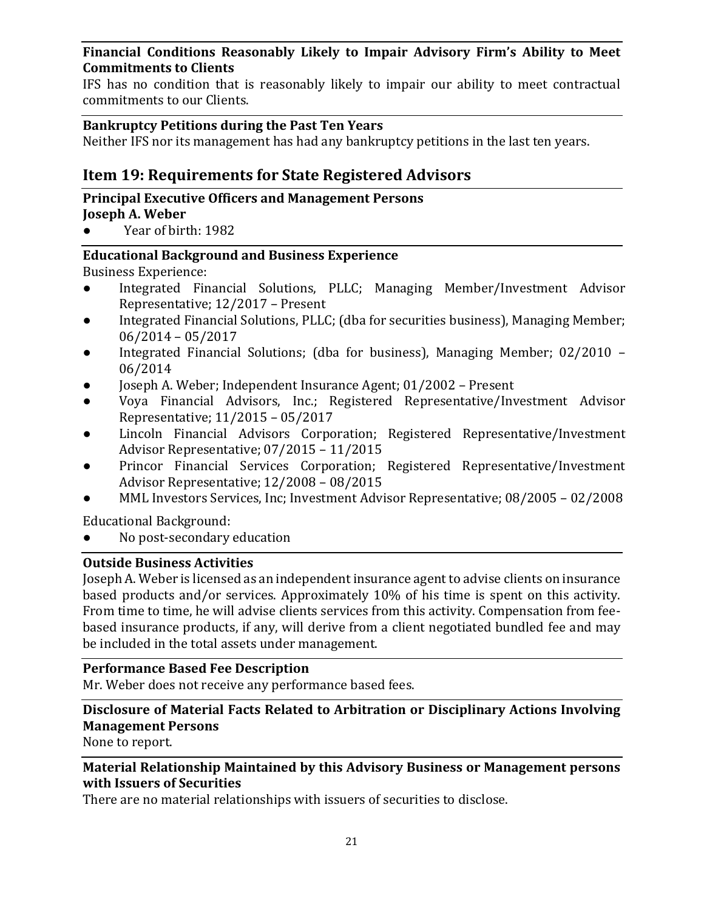### Financial Conditions Reasonably Likely to Impair Advisory Firm's Ability to Meet Commitments to Clients

IFS has no condition that is reasonably likely to impair our ability to meet contractual commitments to our Clients.

### Bankruptcy Petitions during the Past Ten Years

Neither IFS nor its management has had any bankruptcy petitions in the last ten years.

## Item 19: Requirements for State Registered Advisors

### Principal Executive Officers and Management Persons

**Joseph A. Weber**

- Year of birth: 1982

### Educational Background and Business Experience

Business Experience:

- Integrated Financial Solutions, PLLC; Managing Member/Investment Advisor Representative; 12/2017 – Present
- Integrated Financial Solutions, PLLC; (dba for securities business), Managing Member; 06/2014 – 05/2017
- Integrated Financial Solutions; (dba for business), Managing Member; 02/2010 – 06/2014
- Joseph A. Weber; Independent Insurance Agent; 01/2002 – Present
- Voya Financial Advisors, Inc.; Registered Representative/Investment Advisor Representative; 11/2015 – 05/2017
- Lincoln Financial Advisors Corporation; Registered Representative/Investment Advisor Representative; 07/2015 – 11/2015
- Princor Financial Services Corporation; Registered Representative/Investment Advisor Representative; 12/2008 – 08/2015
- MML Investors Services, Inc; Investment Advisor Representative; 08/2005 – 02/2008

Educational Background:

- No post-secondary education

### Outside Business Activities

Joseph A. Weber is licensed as an independent insurance agent to advise clients on insurance based products and/or services. Approximately 10% of his time is spent on this activity. From time to time, he will advise clients services from this activity. Compensation from fee-based insurance products, if any, will derive from a client negotiated bundled fee and may be included in the total assets under management.

### Performance Based Fee Description

Mr. Weber does not receive any performance based fees.

### Disclosure of Material Facts Related to Arbitration or Disciplinary Actions Involving Management Persons

None to report.

### Material Relationship Maintained by this Advisory Business or Management persons with Issuers of Securities

There are no material relationships with issuers of securities to disclose.